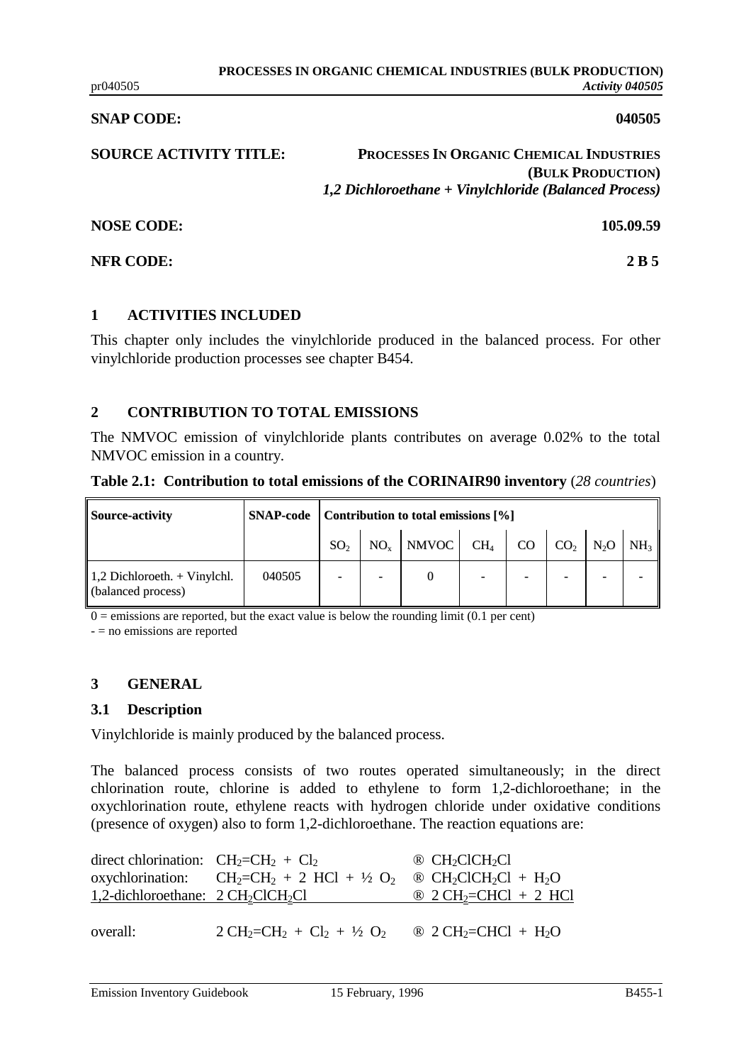**SNAP CODE:** **040505**

**SOURCE ACTIVITY TITLE:** **PROCESSES IN ORGANIC CHEMICAL INDUSTRIES (BULK PRODUCTION)**
***1,2 Dichloroethane + Vinylchloride (Balanced Process)***

**NOSE CODE:** **105.09.59**

**NFR CODE:** **2 B 5**

## 1 ACTIVITIES INCLUDED

This chapter only includes the vinylchloride produced in the balanced process. For other vinylchloride production processes see chapter B454.

## 2 CONTRIBUTION TO TOTAL EMISSIONS

The NMVOC emission of vinylchloride plants contributes on average 0.02% to the total NMVOC emission in a country.

**Table 2.1: Contribution to total emissions of the CORINAIR90 inventory** (*28 countries*)

| Source-activity | SNAP-code | Contribution to total emissions [%] | | | | | | | |
|---|---|---|---|---|---|---|---|---|---|
| | | $SO_2$ | $NO_x$ | NMVOC | $CH_4$ | CO | $CO_2$ | $N_2O$ | $NH_3$ |
| 1,2 Dichloroeth. + Vinylchl. (balanced process) | 040505 | - | - | 0 | - | - | - | - | - |

0 = emissions are reported, but the exact value is below the rounding limit (0.1 per cent)
- = no emissions are reported

## 3 GENERAL

### 3.1 Description

Vinylchloride is mainly produced by the balanced process.

The balanced process consists of two routes operated simultaneously; in the direct chlorination route, chlorine is added to ethylene to form 1,2-dichloroethane; in the oxychlorination route, ethylene reacts with hydrogen chloride under oxidative conditions (presence of oxygen) also to form 1,2-dichloroethane. The reaction equations are:

direct chlorination: $CH_2{=}CH_2 + Cl_2 \rightarrow CH_2ClCH_2Cl$

oxychlorination: $CH_2{=}CH_2 + 2\ HCl + \frac{1}{2}\ O_2 \rightarrow CH_2ClCH_2Cl + H_2O$

1,2-dichloroethane: $2\ CH_2ClCH_2Cl \rightarrow 2\ CH_2{=}CHCl + 2\ HCl$

overall: $2\ CH_2{=}CH_2 + Cl_2 + \frac{1}{2}\ O_2 \rightarrow 2\ CH_2{=}CHCl + H_2O$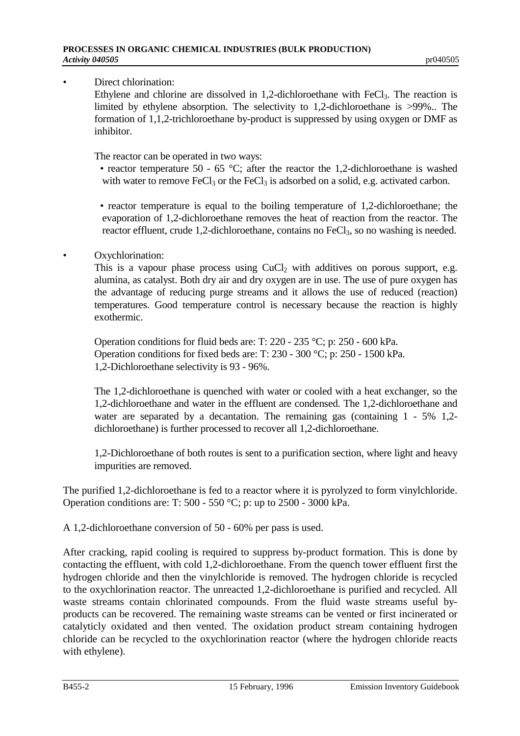- Direct chlorination:
  Ethylene and chlorine are dissolved in 1,2-dichloroethane with $FeCl_3$. The reaction is limited by ethylene absorption. The selectivity to 1,2-dichloroethane is >99%.. The formation of 1,1,2-trichloroethane by-product is suppressed by using oxygen or DMF as inhibitor.

  The reactor can be operated in two ways:
  - reactor temperature 50 - 65 °C; after the reactor the 1,2-dichloroethane is washed with water to remove $FeCl_3$ or the $FeCl_3$ is adsorbed on a solid, e.g. activated carbon.
  - reactor temperature is equal to the boiling temperature of 1,2-dichloroethane; the evaporation of 1,2-dichloroethane removes the heat of reaction from the reactor. The reactor effluent, crude 1,2-dichloroethane, contains no $FeCl_3$, so no washing is needed.

- Oxychlorination:
  This is a vapour phase process using $CuCl_2$ with additives on porous support, e.g. alumina, as catalyst. Both dry air and dry oxygen are in use. The use of pure oxygen has the advantage of reducing purge streams and it allows the use of reduced (reaction) temperatures. Good temperature control is necessary because the reaction is highly exothermic.

  Operation conditions for fluid beds are: T: 220 - 235 °C; p: 250 - 600 kPa.
  Operation conditions for fixed beds are: T: 230 - 300 °C; p: 250 - 1500 kPa.
  1,2-Dichloroethane selectivity is 93 - 96%.

  The 1,2-dichloroethane is quenched with water or cooled with a heat exchanger, so the 1,2-dichloroethane and water in the effluent are condensed. The 1,2-dichloroethane and water are separated by a decantation. The remaining gas (containing 1 - 5% 1,2-dichloroethane) is further processed to recover all 1,2-dichloroethane.

  1,2-Dichloroethane of both routes is sent to a purification section, where light and heavy impurities are removed.

The purified 1,2-dichloroethane is fed to a reactor where it is pyrolyzed to form vinylchloride. Operation conditions are: T: 500 - 550 °C; p: up to 2500 - 3000 kPa.

A 1,2-dichloroethane conversion of 50 - 60% per pass is used.

After cracking, rapid cooling is required to suppress by-product formation. This is done by contacting the effluent, with cold 1,2-dichloroethane. From the quench tower effluent first the hydrogen chloride and then the vinylchloride is removed. The hydrogen chloride is recycled to the oxychlorination reactor. The unreacted 1,2-dichloroethane is purified and recycled. All waste streams contain chlorinated compounds. From the fluid waste streams useful by-products can be recovered. The remaining waste streams can be vented or first incinerated or catalyticly oxidated and then vented. The oxidation product stream containing hydrogen chloride can be recycled to the oxychlorination reactor (where the hydrogen chloride reacts with ethylene).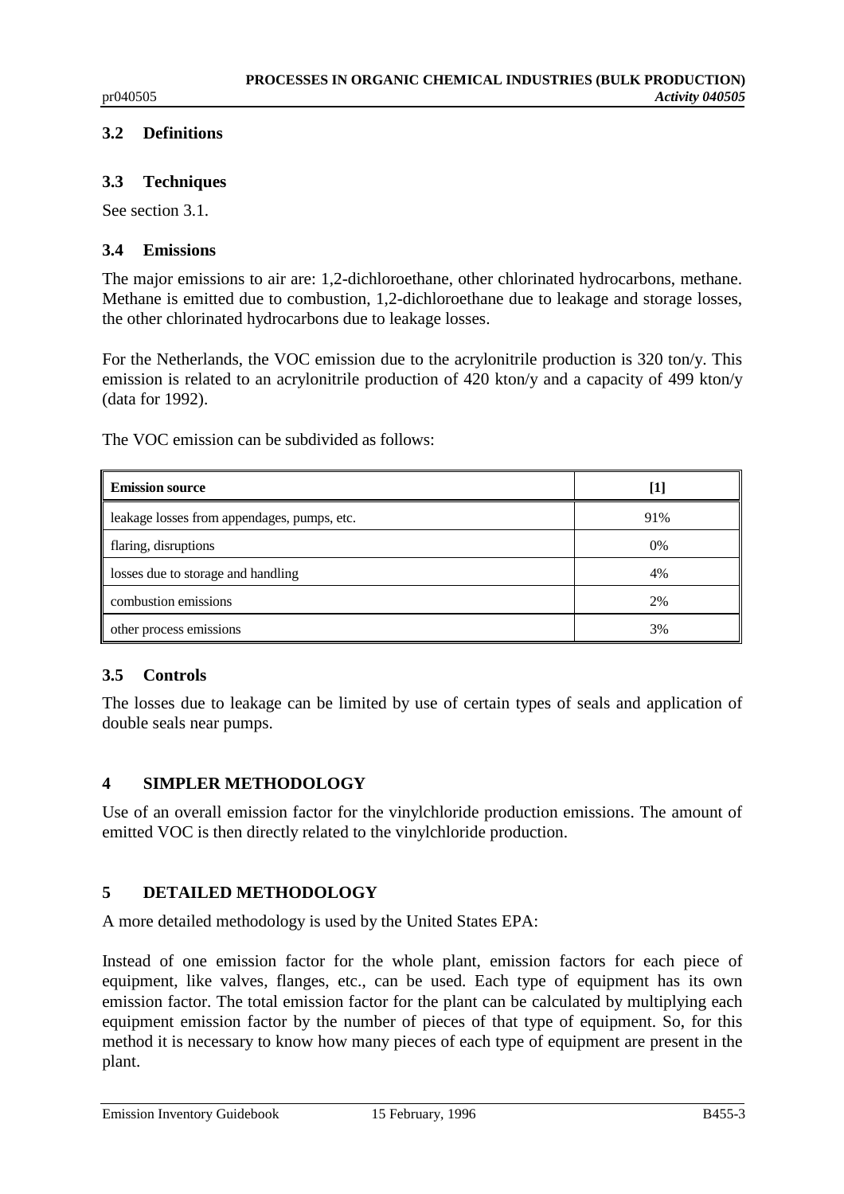### 3.2 Definitions

### 3.3 Techniques

See section 3.1.

### 3.4 Emissions

The major emissions to air are: 1,2-dichloroethane, other chlorinated hydrocarbons, methane. Methane is emitted due to combustion, 1,2-dichloroethane due to leakage and storage losses, the other chlorinated hydrocarbons due to leakage losses.

For the Netherlands, the VOC emission due to the acrylonitrile production is 320 ton/y. This emission is related to an acrylonitrile production of 420 kton/y and a capacity of 499 kton/y (data for 1992).

The VOC emission can be subdivided as follows:

| **Emission source** | **[1]** |
|---|---|
| leakage losses from appendages, pumps, etc. | 91% |
| flaring, disruptions | 0% |
| losses due to storage and handling | 4% |
| combustion emissions | 2% |
| other process emissions | 3% |

### 3.5 Controls

The losses due to leakage can be limited by use of certain types of seals and application of double seals near pumps.

## 4 SIMPLER METHODOLOGY

Use of an overall emission factor for the vinylchloride production emissions. The amount of emitted VOC is then directly related to the vinylchloride production.

## 5 DETAILED METHODOLOGY

A more detailed methodology is used by the United States EPA:

Instead of one emission factor for the whole plant, emission factors for each piece of equipment, like valves, flanges, etc., can be used. Each type of equipment has its own emission factor. The total emission factor for the plant can be calculated by multiplying each equipment emission factor by the number of pieces of that type of equipment. So, for this method it is necessary to know how many pieces of each type of equipment are present in the plant.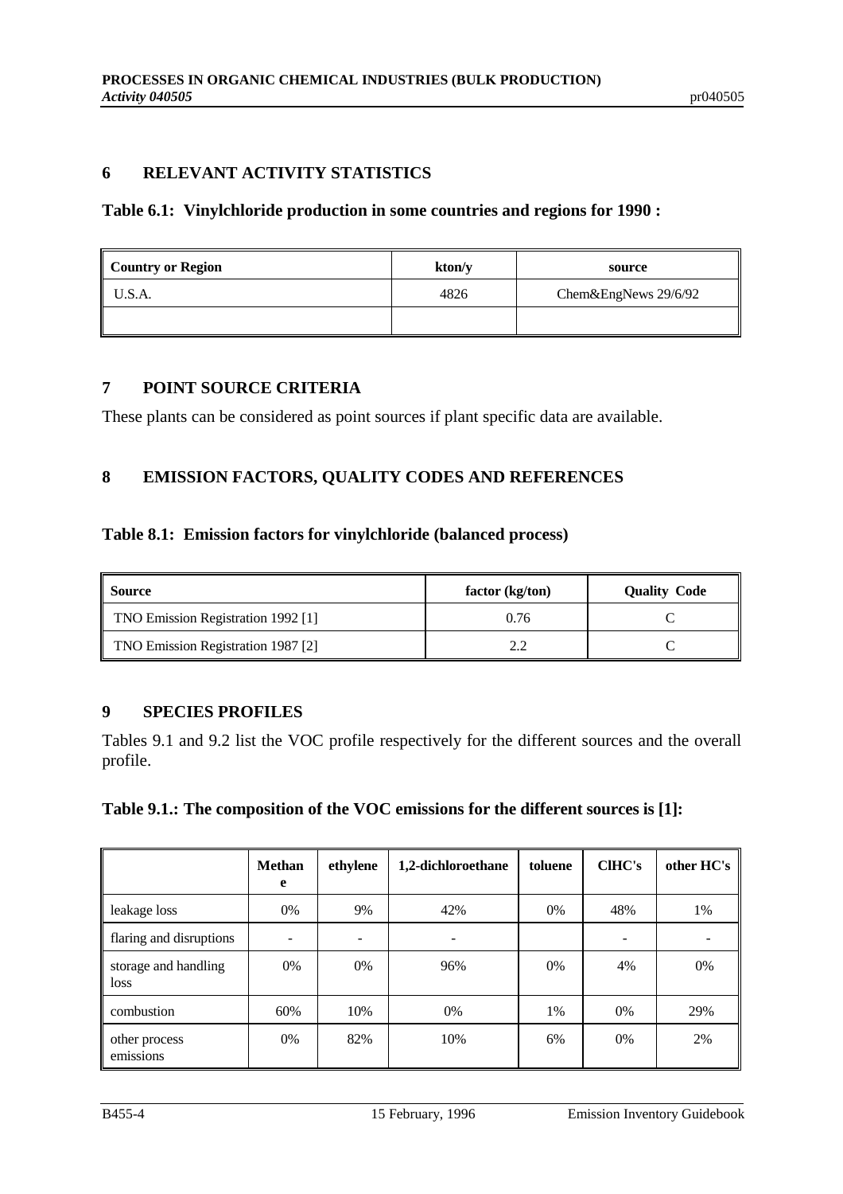## 6 RELEVANT ACTIVITY STATISTICS

**Table 6.1: Vinylchloride production in some countries and regions for 1990 :**

| Country or Region | kton/y | source |
|---|---|---|
| U.S.A. | 4826 | Chem&EngNews 29/6/92 |
| | | |

## 7 POINT SOURCE CRITERIA

These plants can be considered as point sources if plant specific data are available.

## 8 EMISSION FACTORS, QUALITY CODES AND REFERENCES

**Table 8.1: Emission factors for vinylchloride (balanced process)**

| Source | factor (kg/ton) | Quality Code |
|---|---|---|
| TNO Emission Registration 1992 [1] | 0.76 | C |
| TNO Emission Registration 1987 [2] | 2.2 | C |

## 9 SPECIES PROFILES

Tables 9.1 and 9.2 list the VOC profile respectively for the different sources and the overall profile.

**Table 9.1.: The composition of the VOC emissions for the different sources is [1]:**

| | Methane | ethylene | 1,2-dichloroethane | toluene | ClHC's | other HC's |
|---|---|---|---|---|---|---|
| leakage loss | 0% | 9% | 42% | 0% | 48% | 1% |
| flaring and disruptions | - | - | - | | - | - |
| storage and handling loss | 0% | 0% | 96% | 0% | 4% | 0% |
| combustion | 60% | 10% | 0% | 1% | 0% | 29% |
| other process emissions | 0% | 82% | 10% | 6% | 0% | 2% |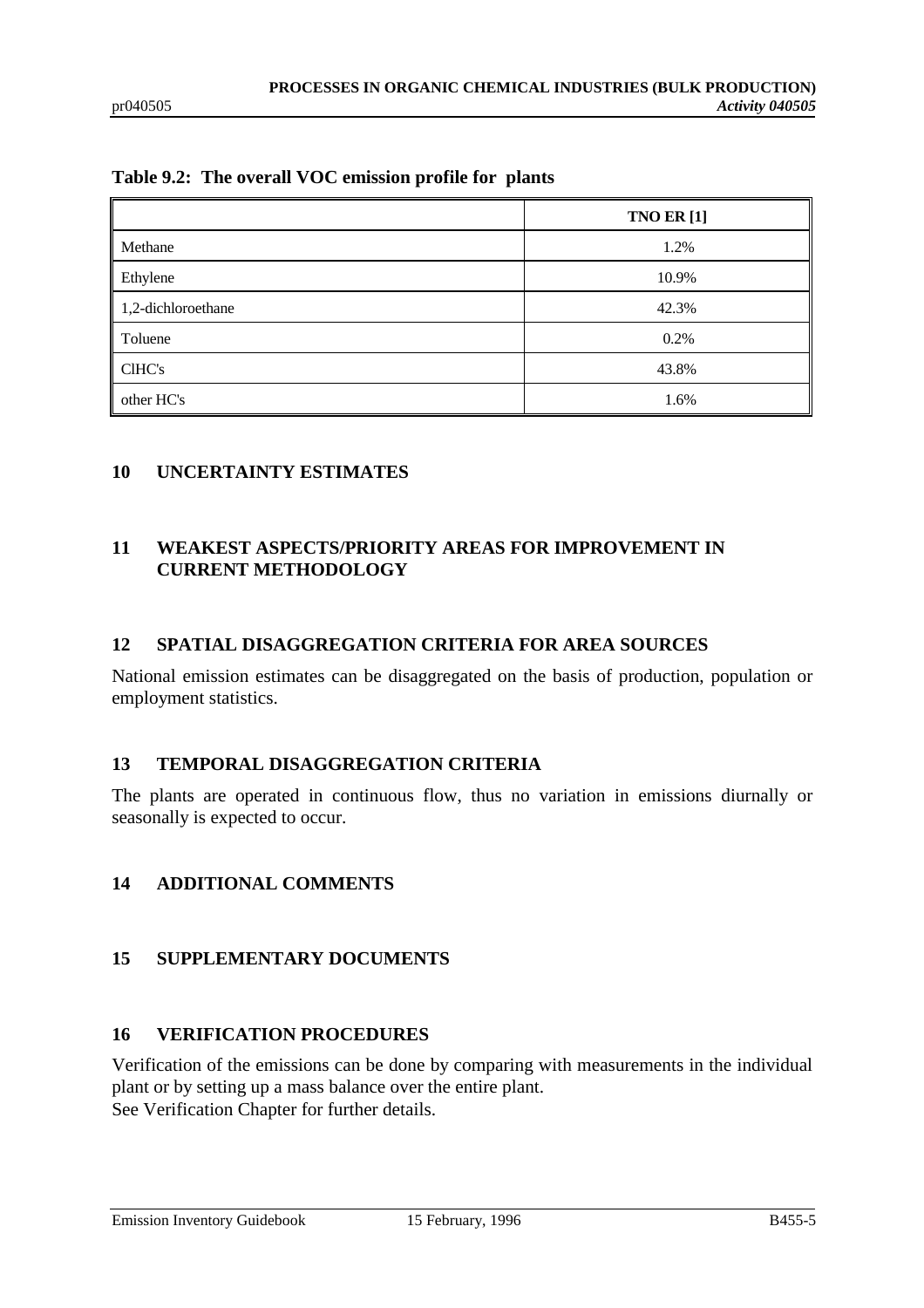**Table 9.2: The overall VOC emission profile for plants**

| | TNO ER [1] |
|---|---|
| Methane | 1.2% |
| Ethylene | 10.9% |
| 1,2-dichloroethane | 42.3% |
| Toluene | 0.2% |
| ClHC's | 43.8% |
| other HC's | 1.6% |

## 10 UNCERTAINTY ESTIMATES

## 11 WEAKEST ASPECTS/PRIORITY AREAS FOR IMPROVEMENT IN CURRENT METHODOLOGY

## 12 SPATIAL DISAGGREGATION CRITERIA FOR AREA SOURCES

National emission estimates can be disaggregated on the basis of production, population or employment statistics.

## 13 TEMPORAL DISAGGREGATION CRITERIA

The plants are operated in continuous flow, thus no variation in emissions diurnally or seasonally is expected to occur.

## 14 ADDITIONAL COMMENTS

## 15 SUPPLEMENTARY DOCUMENTS

## 16 VERIFICATION PROCEDURES

Verification of the emissions can be done by comparing with measurements in the individual plant or by setting up a mass balance over the entire plant.
See Verification Chapter for further details.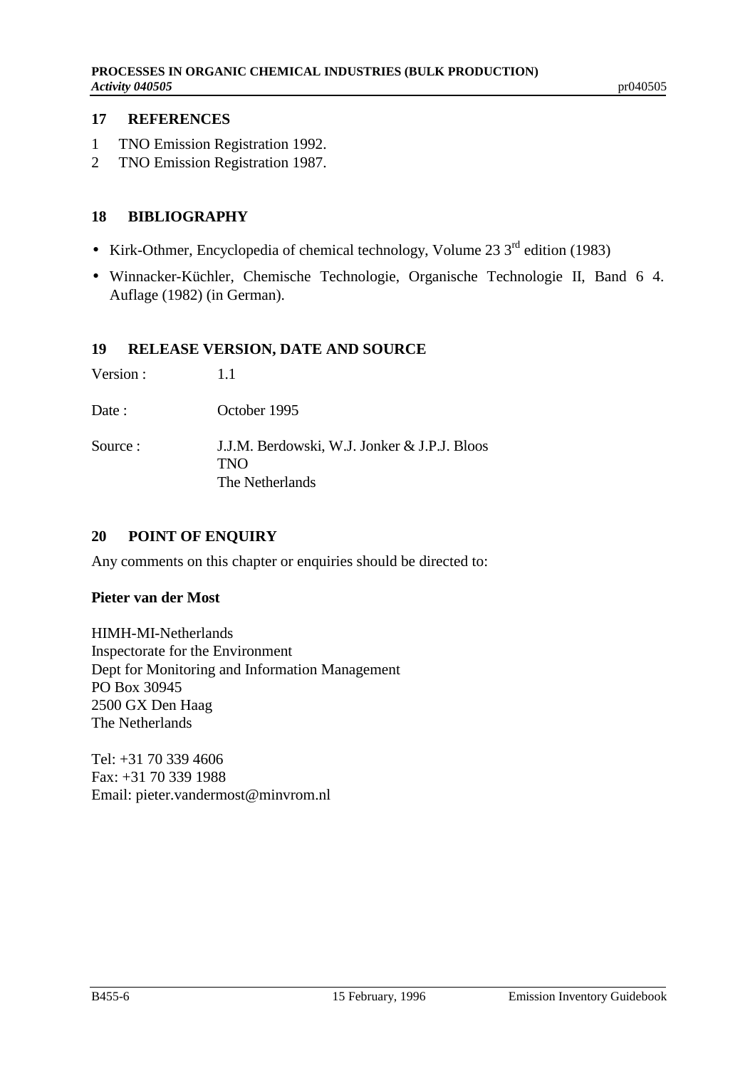## 17 REFERENCES

1. TNO Emission Registration 1992.
2. TNO Emission Registration 1987.

## 18 BIBLIOGRAPHY

- Kirk-Othmer, Encyclopedia of chemical technology, Volume 23 3rd edition (1983)
- Winnacker-Küchler, Chemische Technologie, Organische Technologie II, Band 6 4. Auflage (1982) (in German).

## 19 RELEASE VERSION, DATE AND SOURCE

Version : 1.1

Date : October 1995

Source : J.J.M. Berdowski, W.J. Jonker & J.P.J. Bloos
TNO
The Netherlands

## 20 POINT OF ENQUIRY

Any comments on this chapter or enquiries should be directed to:

**Pieter van der Most**

HIMH-MI-Netherlands
Inspectorate for the Environment
Dept for Monitoring and Information Management
PO Box 30945
2500 GX Den Haag
The Netherlands

Tel: +31 70 339 4606
Fax: +31 70 339 1988
Email: pieter.vandermost@minvrom.nl